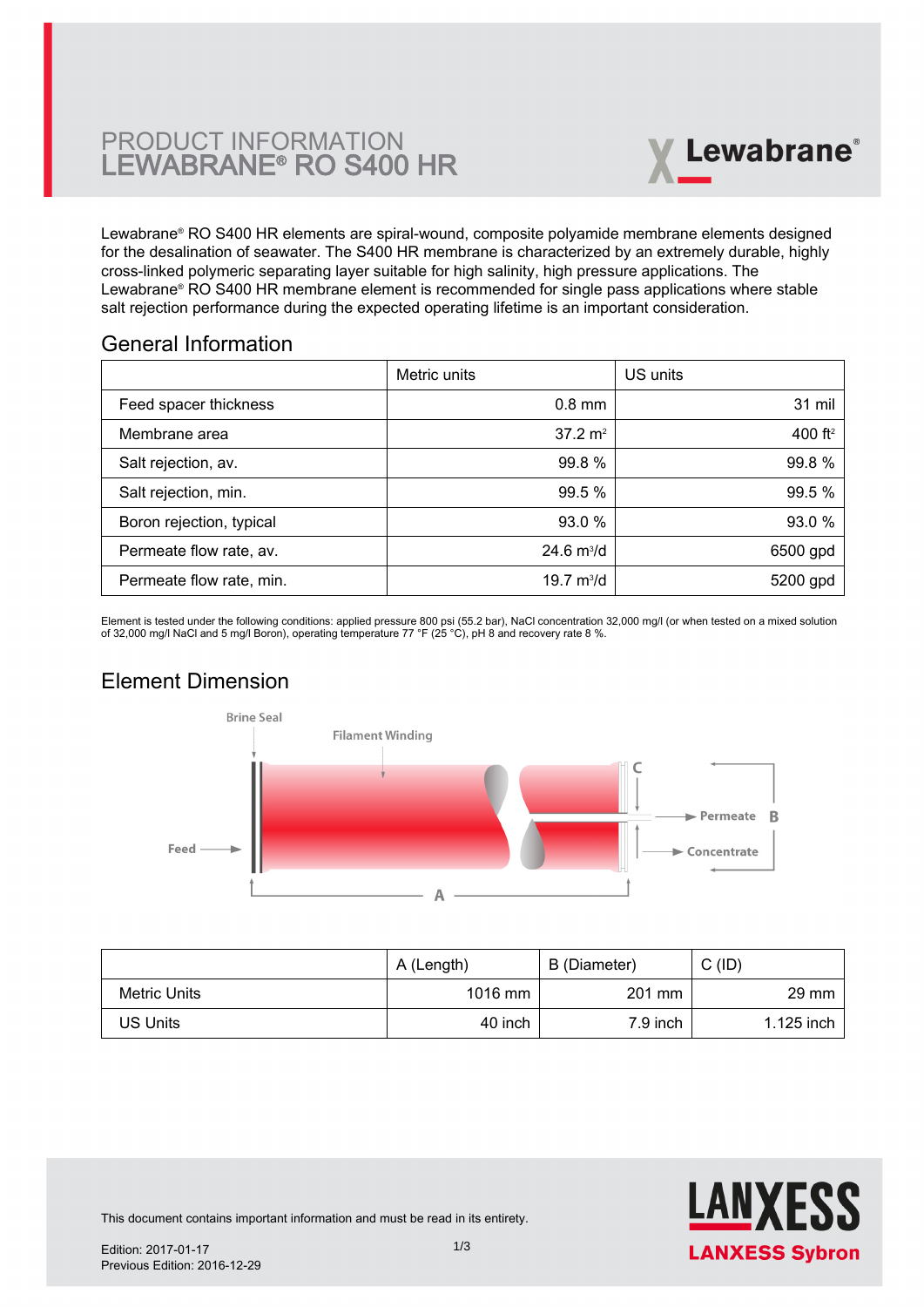# PRODUCT INFORMATION
# LEWABRANE® RO S400 HR

Lewabrane® RO S400 HR elements are spiral-wound, composite polyamide membrane elements designed for the desalination of seawater. The S400 HR membrane is characterized by an extremely durable, highly cross-linked polymeric separating layer suitable for high salinity, high pressure applications. The Lewabrane® RO S400 HR membrane element is recommended for single pass applications where stable salt rejection performance during the expected operating lifetime is an important consideration.

## General Information

| | Metric units | US units |
|---|---|---|
| Feed spacer thickness | 0.8 mm | 31 mil |
| Membrane area | 37.2 $m^2$ | 400 $ft^2$ |
| Salt rejection, av. | 99.8 % | 99.8 % |
| Salt rejection, min. | 99.5 % | 99.5 % |
| Boron rejection, typical | 93.0 % | 93.0 % |
| Permeate flow rate, av. | 24.6 $m^3$/d | 6500 gpd |
| Permeate flow rate, min. | 19.7 $m^3$/d | 5200 gpd |

Element is tested under the following conditions: applied pressure 800 psi (55.2 bar), NaCl concentration 32,000 mg/l (or when tested on a mixed solution of 32,000 mg/l NaCl and 5 mg/l Boron), operating temperature 77 °F (25 °C), pH 8 and recovery rate 8 %.

## Element Dimension

Brine Seal
Filament Winding
Feed
Permeate
Concentrate
A
B
C

| | A (Length) | B (Diameter) | C (ID) |
|---|---|---|---|
| Metric Units | 1016 mm | 201 mm | 29 mm |
| US Units | 40 inch | 7.9 inch | 1.125 inch |

This document contains important information and must be read in its entirety.

Edition: 2017-01-17
Previous Edition: 2016-12-29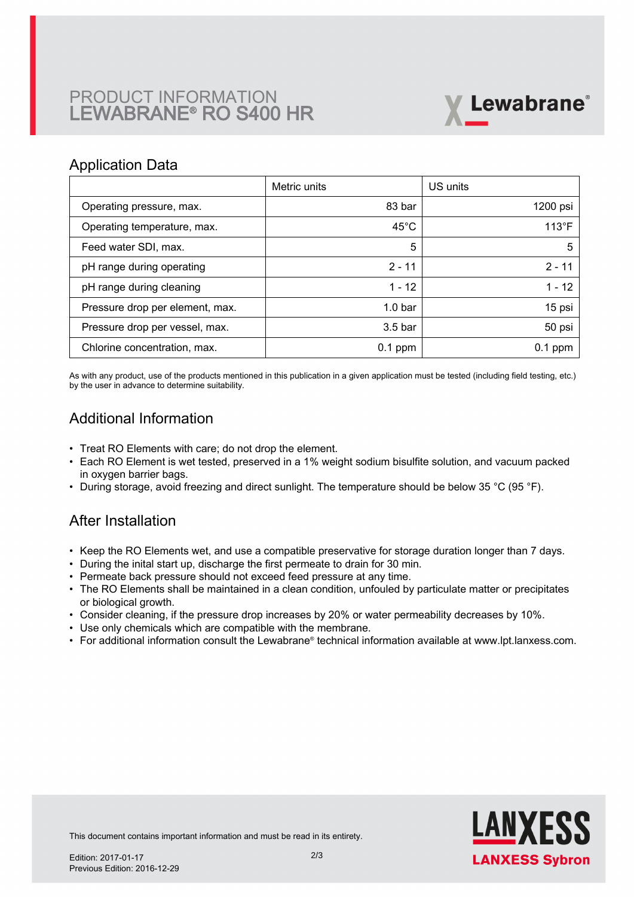# PRODUCT INFORMATION
# LEWABRANE® RO S400 HR

## Application Data

| | Metric units | US units |
|---|---|---|
| Operating pressure, max. | 83 bar | 1200 psi |
| Operating temperature, max. | 45°C | 113°F |
| Feed water SDI, max. | 5 | 5 |
| pH range during operating | 2 - 11 | 2 - 11 |
| pH range during cleaning | 1 - 12 | 1 - 12 |
| Pressure drop per element, max. | 1.0 bar | 15 psi |
| Pressure drop per vessel, max. | 3.5 bar | 50 psi |
| Chlorine concentration, max. | 0.1 ppm | 0.1 ppm |

As with any product, use of the products mentioned in this publication in a given application must be tested (including field testing, etc.) by the user in advance to determine suitability.

## Additional Information

- Treat RO Elements with care; do not drop the element.
- Each RO Element is wet tested, preserved in a 1% weight sodium bisulfite solution, and vacuum packed in oxygen barrier bags.
- During storage, avoid freezing and direct sunlight. The temperature should be below 35 °C (95 °F).

## After Installation

- Keep the RO Elements wet, and use a compatible preservative for storage duration longer than 7 days.
- During the inital start up, discharge the first permeate to drain for 30 min.
- Permeate back pressure should not exceed feed pressure at any time.
- The RO Elements shall be maintained in a clean condition, unfouled by particulate matter or precipitates or biological growth.
- Consider cleaning, if the pressure drop increases by 20% or water permeability decreases by 10%.
- Use only chemicals which are compatible with the membrane.
- For additional information consult the Lewabrane® technical information available at www.lpt.lanxess.com.

This document contains important information and must be read in its entirety.

Edition: 2017-01-17
Previous Edition: 2016-12-29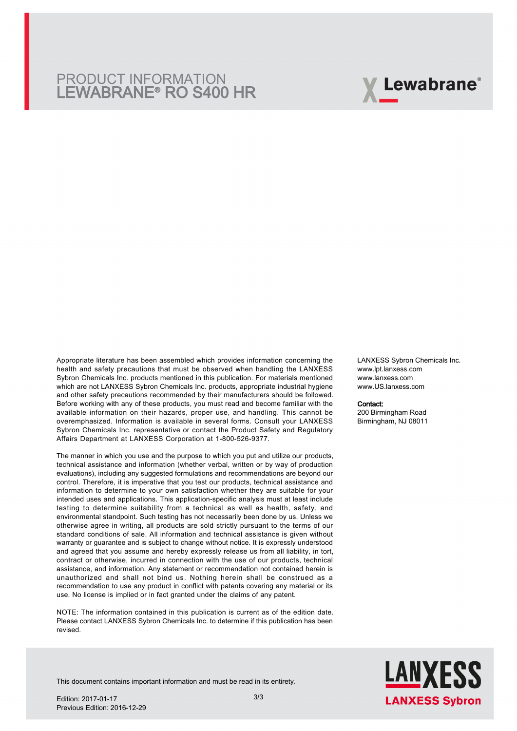Appropriate literature has been assembled which provides information concerning the health and safety precautions that must be observed when handling the LANXESS Sybron Chemicals Inc. products mentioned in this publication. For materials mentioned which are not LANXESS Sybron Chemicals Inc. products, appropriate industrial hygiene and other safety precautions recommended by their manufacturers should be followed. Before working with any of these products, you must read and become familiar with the available information on their hazards, proper use, and handling. This cannot be overemphasized. Information is available in several forms. Consult your LANXESS Sybron Chemicals Inc. representative or contact the Product Safety and Regulatory Affairs Department at LANXESS Corporation at 1-800-526-9377.

The manner in which you use and the purpose to which you put and utilize our products, technical assistance and information (whether verbal, written or by way of production evaluations), including any suggested formulations and recommendations are beyond our control. Therefore, it is imperative that you test our products, technical assistance and information to determine to your own satisfaction whether they are suitable for your intended uses and applications. This application-specific analysis must at least include testing to determine suitability from a technical as well as health, safety, and environmental standpoint. Such testing has not necessarily been done by us. Unless we otherwise agree in writing, all products are sold strictly pursuant to the terms of our standard conditions of sale. All information and technical assistance is given without warranty or guarantee and is subject to change without notice. It is expressly understood and agreed that you assume and hereby expressly release us from all liability, in tort, contract or otherwise, incurred in connection with the use of our products, technical assistance, and information. Any statement or recommendation not contained herein is unauthorized and shall not bind us. Nothing herein shall be construed as a recommendation to use any product in conflict with patents covering any material or its use. No license is implied or in fact granted under the claims of any patent.

NOTE: The information contained in this publication is current as of the edition date. Please contact LANXESS Sybron Chemicals Inc. to determine if this publication has been revised.

LANXESS Sybron Chemicals Inc.
www.lpt.lanxess.com
www.lanxess.com
www.US.lanxess.com

**Contact:**
200 Birmingham Road
Birmingham, NJ 08011

This document contains important information and must be read in its entirety.

Edition: 2017-01-17
Previous Edition: 2016-12-29